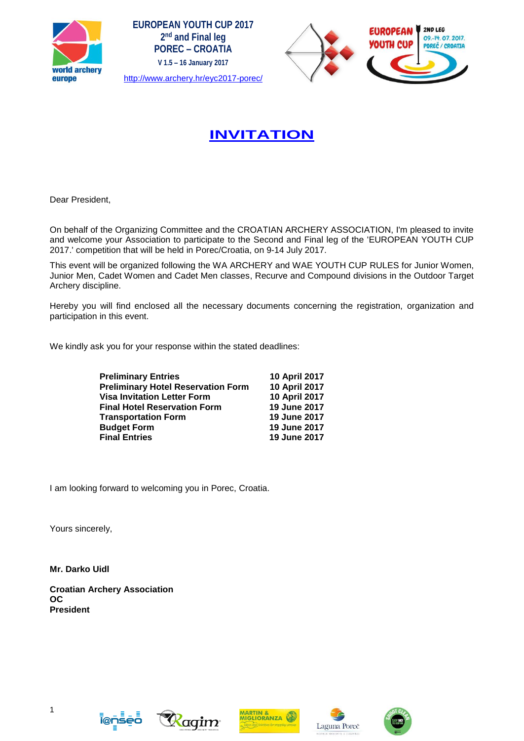**EUROPEAN YOUTH CUP 2017**
**2nd and Final leg**
**POREC – CROATIA**
**V 1.5 – 16 January 2017**

http://www.archery.hr/eyc2017-porec/

# INVITATION

Dear President,

On behalf of the Organizing Committee and the CROATIAN ARCHERY ASSOCIATION, I'm pleased to invite and welcome your Association to participate to the Second and Final leg of the 'EUROPEAN YOUTH CUP 2017.' competition that will be held in Porec/Croatia, on 9-14 July 2017.

This event will be organized following the WA ARCHERY and WAE YOUTH CUP RULES for Junior Women, Junior Men, Cadet Women and Cadet Men classes, Recurve and Compound divisions in the Outdoor Target Archery discipline.

Hereby you will find enclosed all the necessary documents concerning the registration, organization and participation in this event.

We kindly ask you for your response within the stated deadlines:

| | |
|---|---|
| **Preliminary Entries** | **10 April 2017** |
| **Preliminary Hotel Reservation Form** | **10 April 2017** |
| **Visa Invitation Letter Form** | **10 April 2017** |
| **Final Hotel Reservation Form** | **19 June 2017** |
| **Transportation Form** | **19 June 2017** |
| **Budget Form** | **19 June 2017** |
| **Final Entries** | **19 June 2017** |

I am looking forward to welcoming you in Porec, Croatia.

Yours sincerely,

**Mr. Darko Uidl**

**Croatian Archery Association**
**OC**
**President**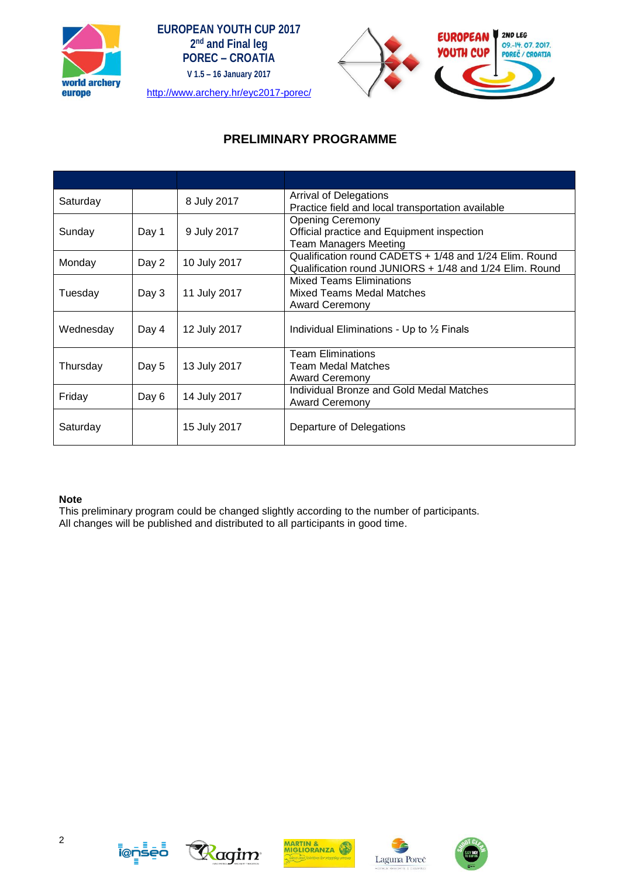EUROPEAN YOUTH CUP 2017
2nd and Final leg
POREC – CROATIA
V 1.5 – 16 January 2017
http://www.archery.hr/eyc2017-porec/

## PRELIMINARY PROGRAMME

| | | | |
|---|---|---|---|
| Saturday | | 8 July 2017 | Arrival of Delegations<br>Practice field and local transportation available |
| Sunday | Day 1 | 9 July 2017 | Opening Ceremony<br>Official practice and Equipment inspection<br>Team Managers Meeting |
| Monday | Day 2 | 10 July 2017 | Qualification round CADETS + 1/48 and 1/24 Elim. Round<br>Qualification round JUNIORS + 1/48 and 1/24 Elim. Round |
| Tuesday | Day 3 | 11 July 2017 | Mixed Teams Eliminations<br>Mixed Teams Medal Matches<br>Award Ceremony |
| Wednesday | Day 4 | 12 July 2017 | Individual Eliminations - Up to ½ Finals |
| Thursday | Day 5 | 13 July 2017 | Team Eliminations<br>Team Medal Matches<br>Award Ceremony |
| Friday | Day 6 | 14 July 2017 | Individual Bronze and Gold Medal Matches<br>Award Ceremony |
| Saturday | | 15 July 2017 | Departure of Delegations |

**Note**
This preliminary program could be changed slightly according to the number of participants.
All changes will be published and distributed to all participants in good time.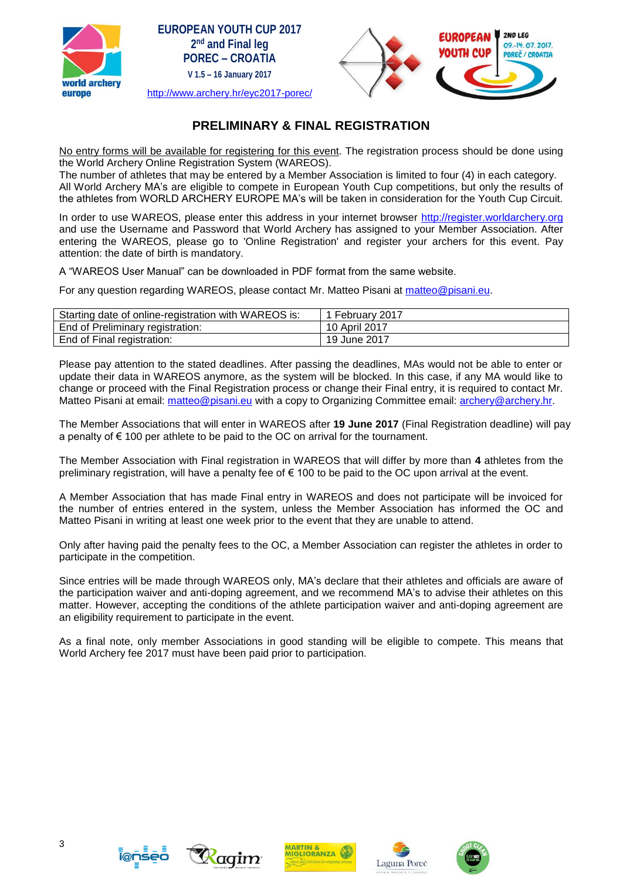# PRELIMINARY & FINAL REGISTRATION

No entry forms will be available for registering for this event. The registration process should be done using the World Archery Online Registration System (WAREOS).

The number of athletes that may be entered by a Member Association is limited to four (4) in each category. All World Archery MA's are eligible to compete in European Youth Cup competitions, but only the results of the athletes from WORLD ARCHERY EUROPE MA's will be taken in consideration for the Youth Cup Circuit.

In order to use WAREOS, please enter this address in your internet browser http://register.worldarchery.org and use the Username and Password that World Archery has assigned to your Member Association. After entering the WAREOS, please go to 'Online Registration' and register your archers for this event. Pay attention: the date of birth is mandatory.

A "WAREOS User Manual" can be downloaded in PDF format from the same website.

For any question regarding WAREOS, please contact Mr. Matteo Pisani at matteo@pisani.eu.

| | |
|---|---|
| Starting date of online-registration with WAREOS is: | 1 February 2017 |
| End of Preliminary registration: | 10 April 2017 |
| End of Final registration: | 19 June 2017 |

Please pay attention to the stated deadlines. After passing the deadlines, MAs would not be able to enter or update their data in WAREOS anymore, as the system will be blocked. In this case, if any MA would like to change or proceed with the Final Registration process or change their Final entry, it is required to contact Mr. Matteo Pisani at email: matteo@pisani.eu with a copy to Organizing Committee email: archery@archery.hr.

The Member Associations that will enter in WAREOS after **19 June 2017** (Final Registration deadline) will pay a penalty of € 100 per athlete to be paid to the OC on arrival for the tournament.

The Member Association with Final registration in WAREOS that will differ by more than **4** athletes from the preliminary registration, will have a penalty fee of € 100 to be paid to the OC upon arrival at the event.

A Member Association that has made Final entry in WAREOS and does not participate will be invoiced for the number of entries entered in the system, unless the Member Association has informed the OC and Matteo Pisani in writing at least one week prior to the event that they are unable to attend.

Only after having paid the penalty fees to the OC, a Member Association can register the athletes in order to participate in the competition.

Since entries will be made through WAREOS only, MA's declare that their athletes and officials are aware of the participation waiver and anti-doping agreement, and we recommend MA's to advise their athletes on this matter. However, accepting the conditions of the athlete participation waiver and anti-doping agreement are an eligibility requirement to participate in the event.

As a final note, only member Associations in good standing will be eligible to compete. This means that World Archery fee 2017 must have been paid prior to participation.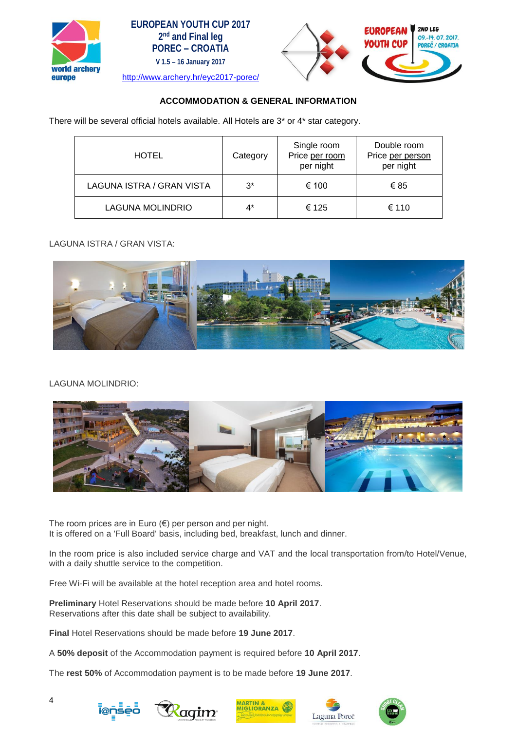# EUROPEAN YOUTH CUP 2017

## 2nd and Final leg

## POREC – CROATIA

V 1.5 – 16 January 2017

http://www.archery.hr/eyc2017-porec/

### ACCOMMODATION & GENERAL INFORMATION

There will be several official hotels available. All Hotels are 3* or 4* star category.

| HOTEL | Category | Single room Price per room per night | Double room Price per person per night |
|---|---|---|---|
| LAGUNA ISTRA / GRAN VISTA | 3* | € 100 | € 85 |
| LAGUNA MOLINDRIO | 4* | € 125 | € 110 |

LAGUNA ISTRA / GRAN VISTA:

LAGUNA MOLINDRIO:

The room prices are in Euro (€) per person and per night.
It is offered on a 'Full Board' basis, including bed, breakfast, lunch and dinner.

In the room price is also included service charge and VAT and the local transportation from/to Hotel/Venue, with a daily shuttle service to the competition.

Free Wi-Fi will be available at the hotel reception area and hotel rooms.

**Preliminary** Hotel Reservations should be made before **10 April 2017**.
Reservations after this date shall be subject to availability.

**Final** Hotel Reservations should be made before **19 June 2017**.

A **50% deposit** of the Accommodation payment is required before **10 April 2017**.

The **rest 50%** of Accommodation payment is to be made before **19 June 2017**.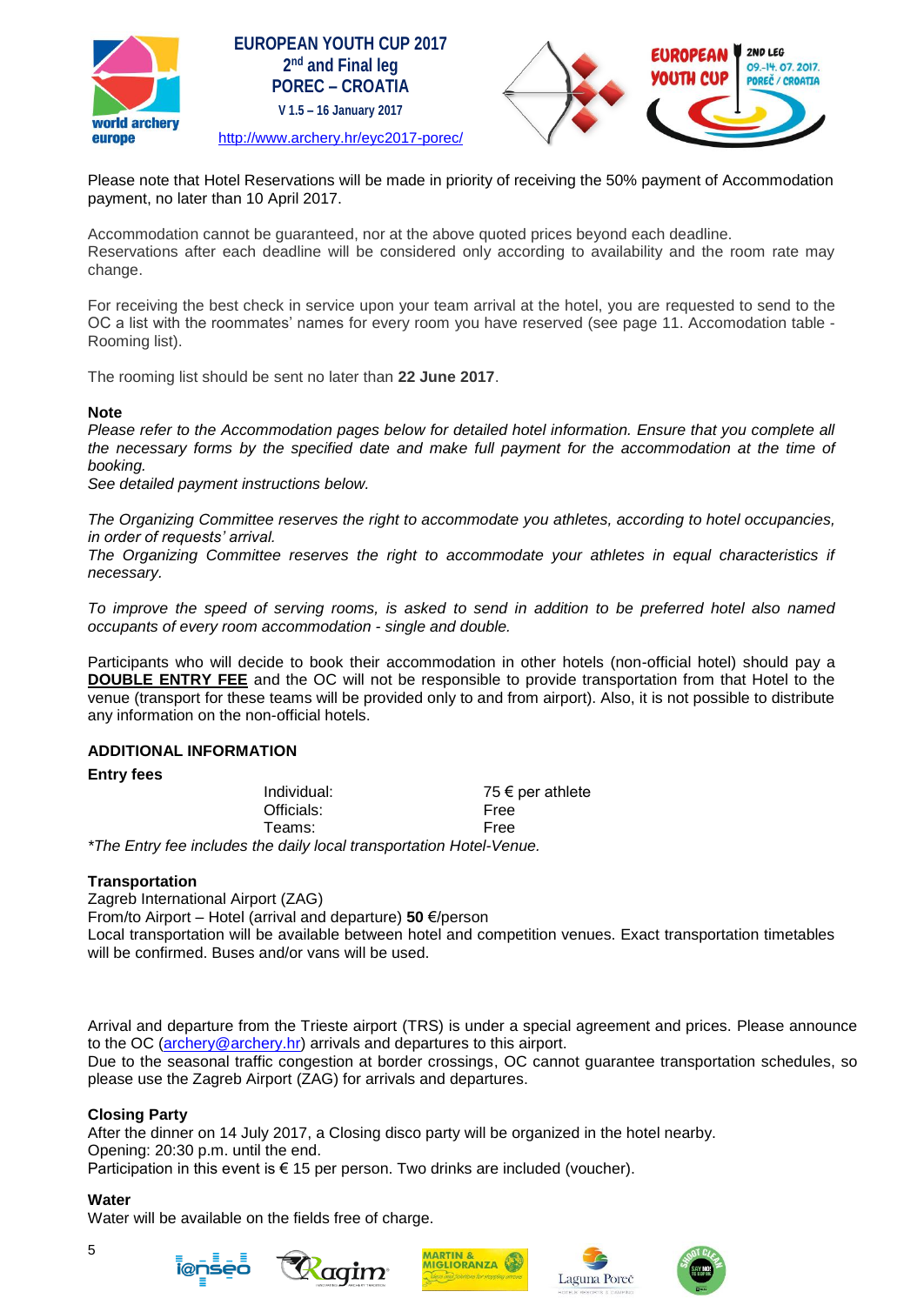Please note that Hotel Reservations will be made in priority of receiving the 50% payment of Accommodation payment, no later than 10 April 2017.

Accommodation cannot be guaranteed, nor at the above quoted prices beyond each deadline.
Reservations after each deadline will be considered only according to availability and the room rate may change.

For receiving the best check in service upon your team arrival at the hotel, you are requested to send to the OC a list with the roommates' names for every room you have reserved (see page 11. Accomodation table - Rooming list).

The rooming list should be sent no later than **22 June 2017**.

**Note**

*Please refer to the Accommodation pages below for detailed hotel information. Ensure that you complete all the necessary forms by the specified date and make full payment for the accommodation at the time of booking.*
*See detailed payment instructions below.*

*The Organizing Committee reserves the right to accommodate you athletes, according to hotel occupancies, in order of requests' arrival.*
*The Organizing Committee reserves the right to accommodate your athletes in equal characteristics if necessary.*

*To improve the speed of serving rooms, is asked to send in addition to be preferred hotel also named occupants of every room accommodation - single and double.*

Participants who will decide to book their accommodation in other hotels (non-official hotel) should pay a **DOUBLE ENTRY FEE** and the OC will not be responsible to provide transportation from that Hotel to the venue (transport for these teams will be provided only to and from airport). Also, it is not possible to distribute any information on the non-official hotels.

## ADDITIONAL INFORMATION

**Entry fees**

| | |
|---|---|
| Individual: | 75 € per athlete |
| Officials: | Free |
| Teams: | Free |

*\*The Entry fee includes the daily local transportation Hotel-Venue.*

**Transportation**

Zagreb International Airport (ZAG)
From/to Airport – Hotel (arrival and departure) **50** €/person
Local transportation will be available between hotel and competition venues. Exact transportation timetables will be confirmed. Buses and/or vans will be used.

Arrival and departure from the Trieste airport (TRS) is under a special agreement and prices. Please announce to the OC (archery@archery.hr) arrivals and departures to this airport.
Due to the seasonal traffic congestion at border crossings, OC cannot guarantee transportation schedules, so please use the Zagreb Airport (ZAG) for arrivals and departures.

**Closing Party**

After the dinner on 14 July 2017, a Closing disco party will be organized in the hotel nearby.
Opening: 20:30 p.m. until the end.
Participation in this event is € 15 per person. Two drinks are included (voucher).

**Water**

Water will be available on the fields free of charge.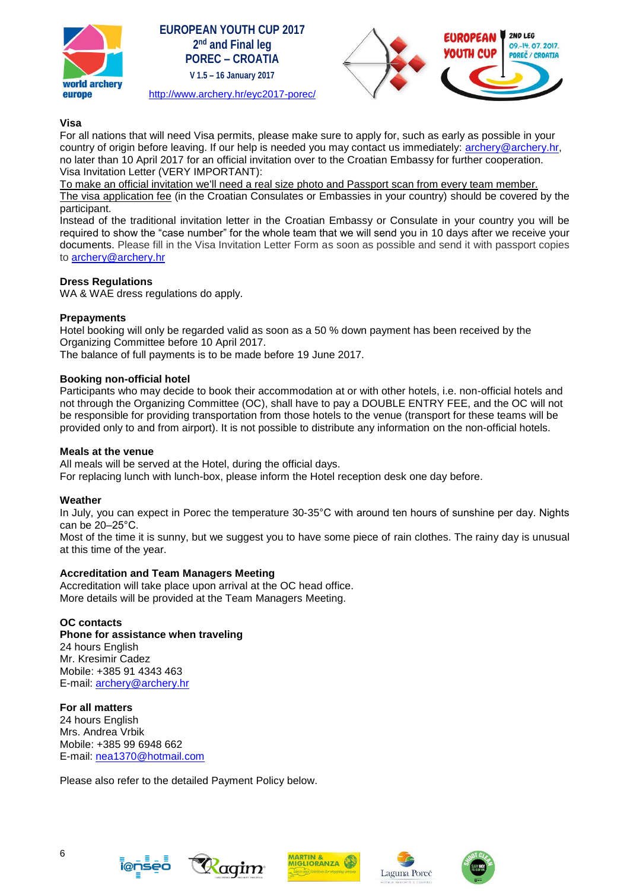### Visa

For all nations that will need Visa permits, please make sure to apply for, such as early as possible in your country of origin before leaving. If our help is needed you may contact us immediately: archery@archery.hr, no later than 10 April 2017 for an official invitation over to the Croatian Embassy for further cooperation.
Visa Invitation Letter (VERY IMPORTANT):

To make an official invitation we'll need a real size photo and Passport scan from every team member.
The visa application fee (in the Croatian Consulates or Embassies in your country) should be covered by the participant.

Instead of the traditional invitation letter in the Croatian Embassy or Consulate in your country you will be required to show the "case number" for the whole team that we will send you in 10 days after we receive your documents. Please fill in the Visa Invitation Letter Form as soon as possible and send it with passport copies to archery@archery.hr

### Dress Regulations

WA & WAE dress regulations do apply.

### Prepayments

Hotel booking will only be regarded valid as soon as a 50 % down payment has been received by the Organizing Committee before 10 April 2017.
The balance of full payments is to be made before 19 June 2017.

### Booking non-official hotel

Participants who may decide to book their accommodation at or with other hotels, i.e. non-official hotels and not through the Organizing Committee (OC), shall have to pay a DOUBLE ENTRY FEE, and the OC will not be responsible for providing transportation from those hotels to the venue (transport for these teams will be provided only to and from airport). It is not possible to distribute any information on the non-official hotels.

### Meals at the venue

All meals will be served at the Hotel, during the official days.
For replacing lunch with lunch-box, please inform the Hotel reception desk one day before.

### Weather

In July, you can expect in Porec the temperature 30-35°C with around ten hours of sunshine per day. Nights can be 20–25°C.
Most of the time it is sunny, but we suggest you to have some piece of rain clothes. The rainy day is unusual at this time of the year.

### Accreditation and Team Managers Meeting

Accreditation will take place upon arrival at the OC head office.
More details will be provided at the Team Managers Meeting.

### OC contacts

**Phone for assistance when traveling**

24 hours English
Mr. Kresimir Cadez
Mobile: +385 91 4343 463
E-mail: archery@archery.hr

**For all matters**

24 hours English
Mrs. Andrea Vrbik
Mobile: +385 99 6948 662
E-mail: nea1370@hotmail.com

Please also refer to the detailed Payment Policy below.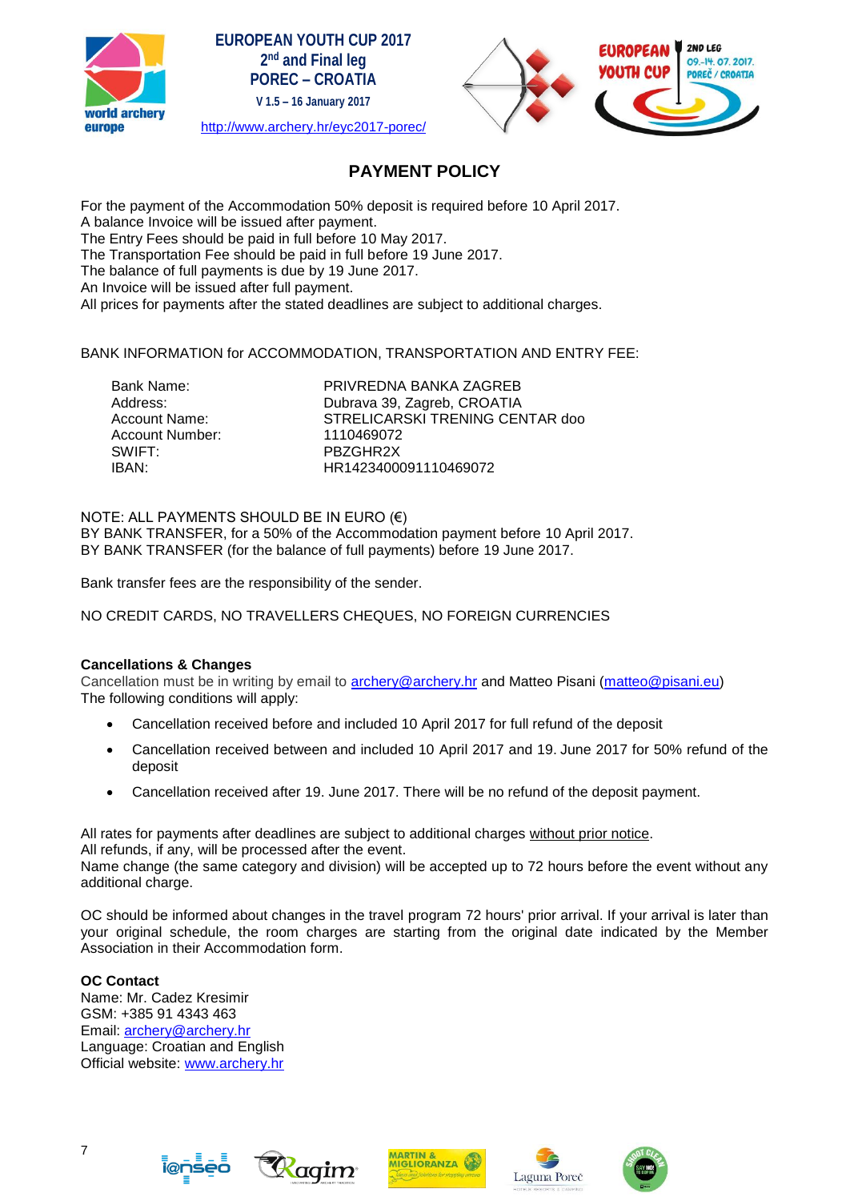## PAYMENT POLICY

For the payment of the Accommodation 50% deposit is required before 10 April 2017.
A balance Invoice will be issued after payment.
The Entry Fees should be paid in full before 10 May 2017.
The Transportation Fee should be paid in full before 19 June 2017.
The balance of full payments is due by 19 June 2017.
An Invoice will be issued after full payment.
All prices for payments after the stated deadlines are subject to additional charges.

BANK INFORMATION for ACCOMMODATION, TRANSPORTATION AND ENTRY FEE:

| | |
|---|---|
| Bank Name: | PRIVREDNA BANKA ZAGREB |
| Address: | Dubrava 39, Zagreb, CROATIA |
| Account Name: | STRELICARSKI TRENING CENTAR doo |
| Account Number: | 1110469072 |
| SWIFT: | PBZGHR2X |
| IBAN: | HR1423400091110469072 |

NOTE: ALL PAYMENTS SHOULD BE IN EURO (€)
BY BANK TRANSFER, for a 50% of the Accommodation payment before 10 April 2017.
BY BANK TRANSFER (for the balance of full payments) before 19 June 2017.

Bank transfer fees are the responsibility of the sender.

NO CREDIT CARDS, NO TRAVELLERS CHEQUES, NO FOREIGN CURRENCIES

**Cancellations & Changes**
Cancellation must be in writing by email to archery@archery.hr and Matteo Pisani (matteo@pisani.eu)
The following conditions will apply:

- Cancellation received before and included 10 April 2017 for full refund of the deposit
- Cancellation received between and included 10 April 2017 and 19. June 2017 for 50% refund of the deposit
- Cancellation received after 19. June 2017. There will be no refund of the deposit payment.

All rates for payments after deadlines are subject to additional charges without prior notice.
All refunds, if any, will be processed after the event.
Name change (the same category and division) will be accepted up to 72 hours before the event without any additional charge.

OC should be informed about changes in the travel program 72 hours' prior arrival. If your arrival is later than your original schedule, the room charges are starting from the original date indicated by the Member Association in their Accommodation form.

**OC Contact**
Name: Mr. Cadez Kresimir
GSM: +385 91 4343 463
Email: archery@archery.hr
Language: Croatian and English
Official website: www.archery.hr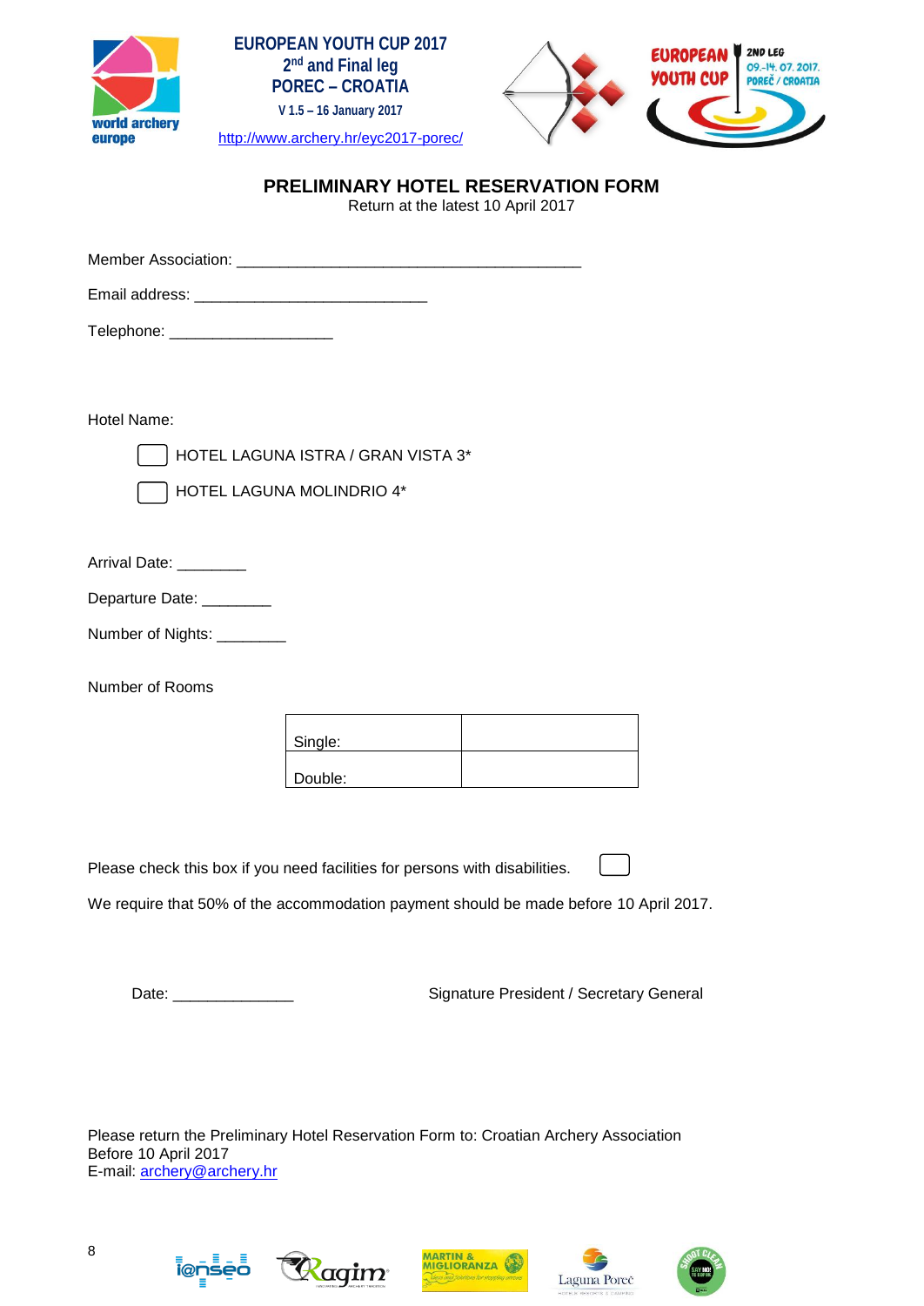EUROPEAN YOUTH CUP 2017
2nd and Final leg
POREC – CROATIA
V 1.5 – 16 January 2017
http://www.archery.hr/eyc2017-porec/

## PRELIMINARY HOTEL RESERVATION FORM

Return at the latest 10 April 2017

Member Association: ________________________________________

Email address: ___________________________

Telephone: ___________________

Hotel Name:

☐ HOTEL LAGUNA ISTRA / GRAN VISTA 3*

☐ HOTEL LAGUNA MOLINDRIO 4*

Arrival Date: ________

Departure Date: ________

Number of Nights: ________

Number of Rooms

| Single: | |
|---|---|
| Double: | |

Please check this box if you need facilities for persons with disabilities. ☐

We require that 50% of the accommodation payment should be made before 10 April 2017.

Date: ______________ Signature President / Secretary General

Please return the Preliminary Hotel Reservation Form to: Croatian Archery Association
Before 10 April 2017
E-mail: archery@archery.hr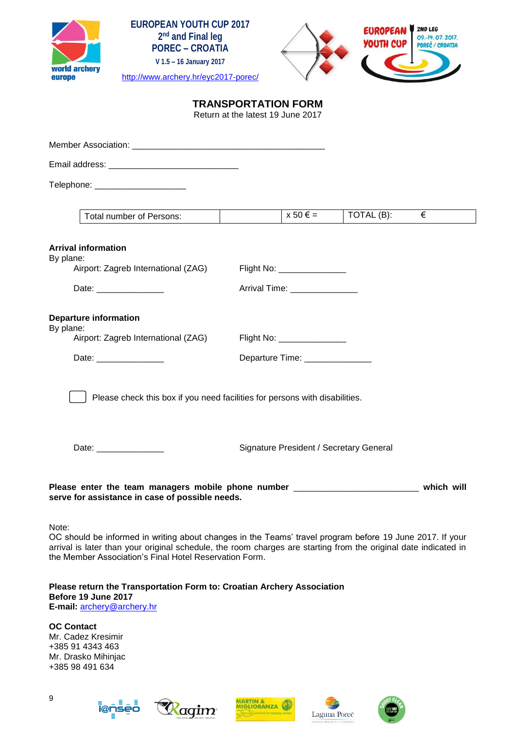EUROPEAN YOUTH CUP 2017
2nd and Final leg
POREC – CROATIA
V 1.5 – 16 January 2017
http://www.archery.hr/eyc2017-porec/

# TRANSPORTATION FORM

Return at the latest 19 June 2017

Member Association: ________________________________________

Email address: ___________________________

Telephone: ___________________

| Total number of Persons: | | x 50 € = | TOTAL (B): | € |
|---|---|---|---|---|

**Arrival information**
By plane:
Airport: Zagreb International (ZAG) Flight No: ______________

Date: ______________ Arrival Time: ______________

**Departure information**
By plane:
Airport: Zagreb International (ZAG) Flight No: ______________

Date: ______________ Departure Time: ______________

☐ Please check this box if you need facilities for persons with disabilities.

Date: ______________ Signature President / Secretary General

**Please enter the team managers mobile phone number __________________________ which will serve for assistance in case of possible needs.**

Note:
OC should be informed in writing about changes in the Teams' travel program before 19 June 2017. If your arrival is later than your original schedule, the room charges are starting from the original date indicated in the Member Association's Final Hotel Reservation Form.

**Please return the Transportation Form to: Croatian Archery Association**
**Before 19 June 2017**
**E-mail:** archery@archery.hr

**OC Contact**
Mr. Cadez Kresimir
+385 91 4343 463
Mr. Drasko Mihinjac
+385 98 491 634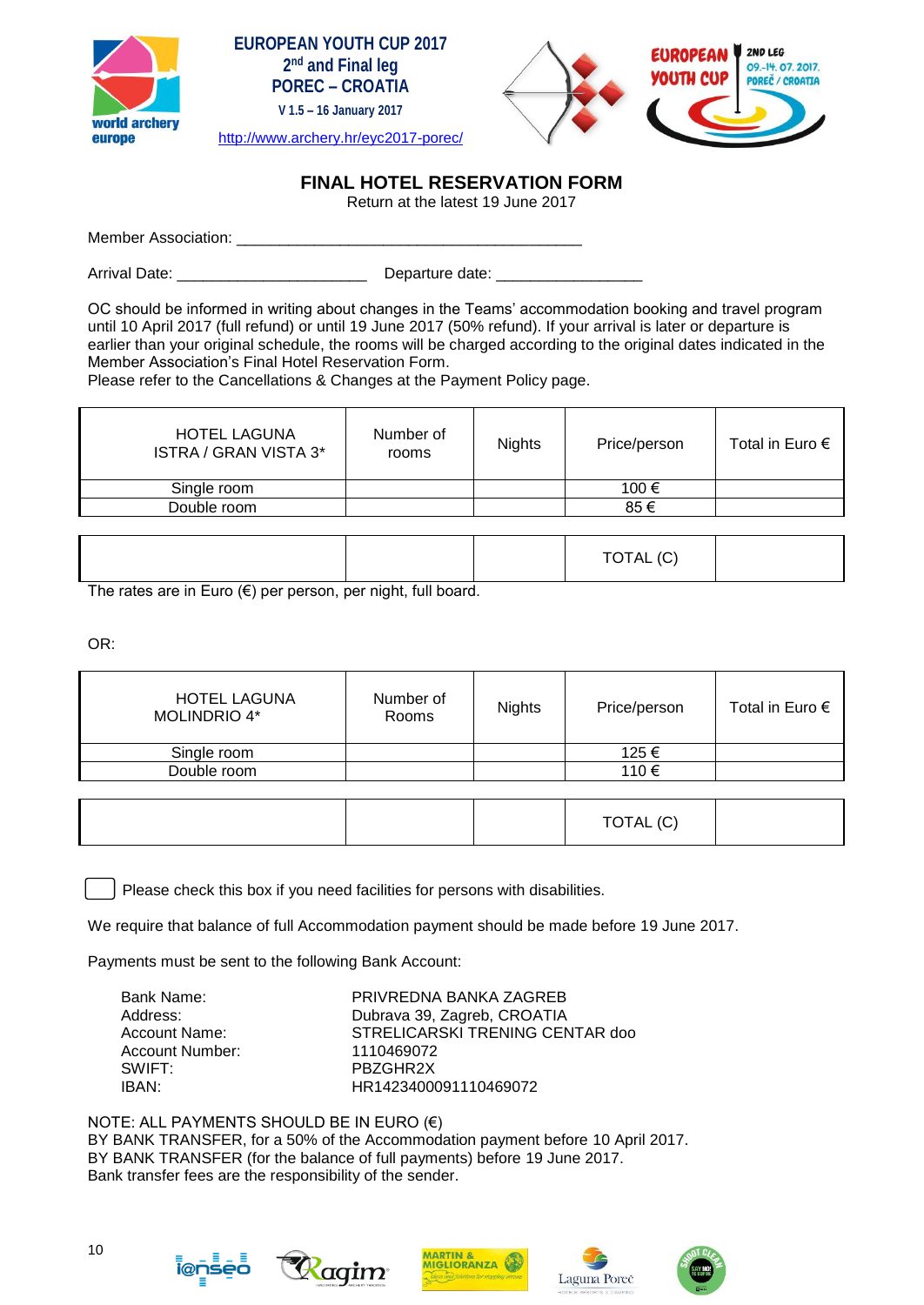EUROPEAN YOUTH CUP 2017
2nd and Final leg
POREC – CROATIA
V 1.5 – 16 January 2017
http://www.archery.hr/eyc2017-porec/

# FINAL HOTEL RESERVATION FORM

Return at the latest 19 June 2017

Member Association: _________________________________________

Arrival Date: ______________________ Departure date: _________________

OC should be informed in writing about changes in the Teams' accommodation booking and travel program until 10 April 2017 (full refund) or until 19 June 2017 (50% refund). If your arrival is later or departure is earlier than your original schedule, the rooms will be charged according to the original dates indicated in the Member Association's Final Hotel Reservation Form.
Please refer to the Cancellations & Changes at the Payment Policy page.

| HOTEL LAGUNA ISTRA / GRAN VISTA 3* | Number of rooms | Nights | Price/person | Total in Euro € |
|---|---|---|---|---|
| Single room | | | 100 € | |
| Double room | | | 85 € | |
| | | | TOTAL (C) | |

The rates are in Euro (€) per person, per night, full board.

OR:

| HOTEL LAGUNA MOLINDRIO 4* | Number of Rooms | Nights | Price/person | Total in Euro € |
|---|---|---|---|---|
| Single room | | | 125 € | |
| Double room | | | 110 € | |
| | | | TOTAL (C) | |

☐ Please check this box if you need facilities for persons with disabilities.

We require that balance of full Accommodation payment should be made before 19 June 2017.

Payments must be sent to the following Bank Account:

| | |
|---|---|
| Bank Name: | PRIVREDNA BANKA ZAGREB |
| Address: | Dubrava 39, Zagreb, CROATIA |
| Account Name: | STRELICARSKI TRENING CENTAR doo |
| Account Number: | 1110469072 |
| SWIFT: | PBZGHR2X |
| IBAN: | HR1423400091110469072 |

NOTE: ALL PAYMENTS SHOULD BE IN EURO (€)
BY BANK TRANSFER, for a 50% of the Accommodation payment before 10 April 2017.
BY BANK TRANSFER (for the balance of full payments) before 19 June 2017.
Bank transfer fees are the responsibility of the sender.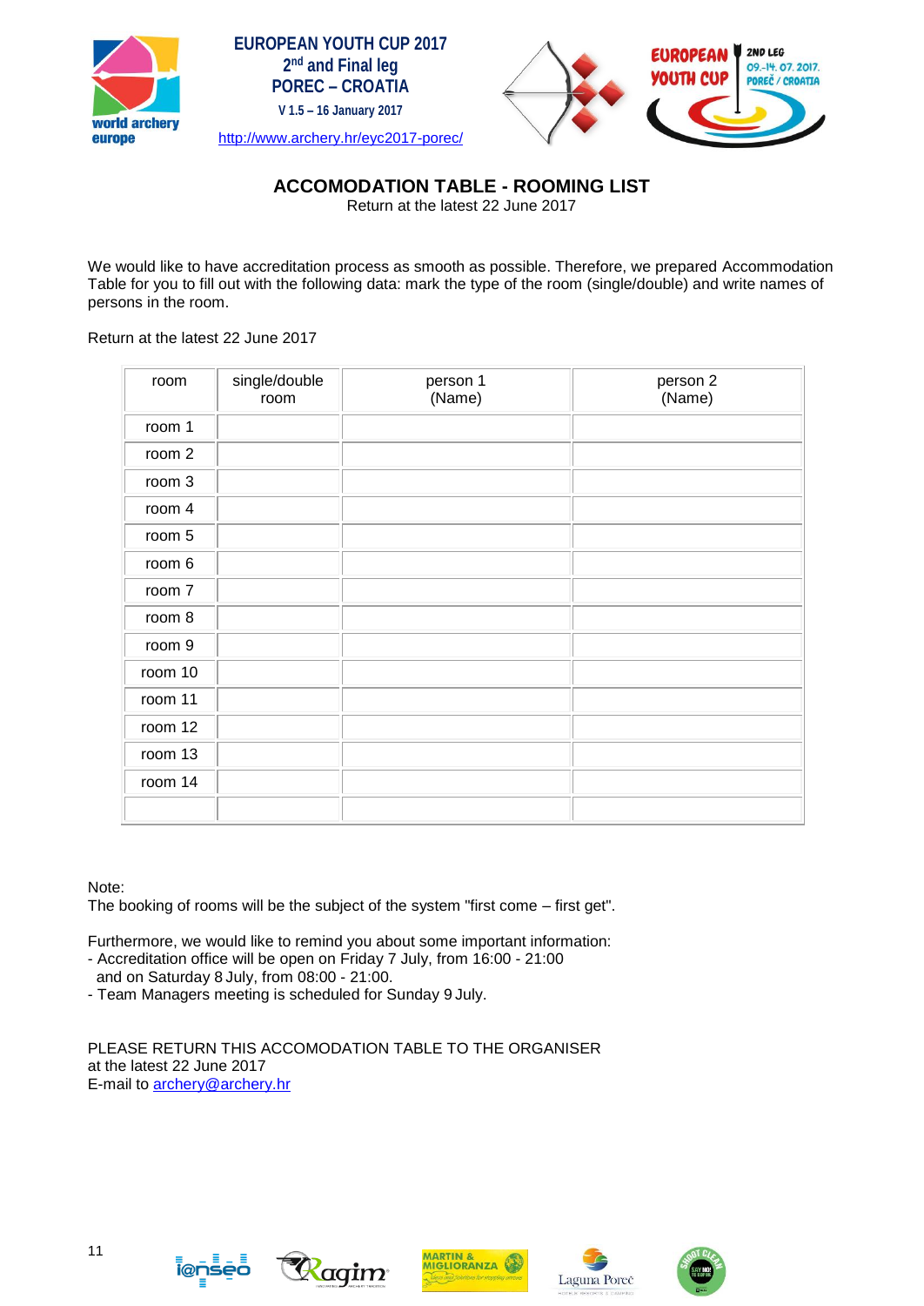EUROPEAN YOUTH CUP 2017
2nd and Final leg
POREC – CROATIA
V 1.5 – 16 January 2017
http://www.archery.hr/eyc2017-porec/

## ACCOMODATION TABLE - ROOMING LIST

Return at the latest 22 June 2017

We would like to have accreditation process as smooth as possible. Therefore, we prepared Accommodation Table for you to fill out with the following data: mark the type of the room (single/double) and write names of persons in the room.

Return at the latest 22 June 2017

| room | single/double room | person 1 (Name) | person 2 (Name) |
|---|---|---|---|
| room 1 | | | |
| room 2 | | | |
| room 3 | | | |
| room 4 | | | |
| room 5 | | | |
| room 6 | | | |
| room 7 | | | |
| room 8 | | | |
| room 9 | | | |
| room 10 | | | |
| room 11 | | | |
| room 12 | | | |
| room 13 | | | |
| room 14 | | | |
| | | | |

Note:
The booking of rooms will be the subject of the system "first come – first get".

Furthermore, we would like to remind you about some important information:
- Accreditation office will be open on Friday 7 July, from 16:00 - 21:00
  and on Saturday 8 July, from 08:00 - 21:00.
- Team Managers meeting is scheduled for Sunday 9 July.

PLEASE RETURN THIS ACCOMODATION TABLE TO THE ORGANISER
at the latest 22 June 2017
E-mail to archery@archery.hr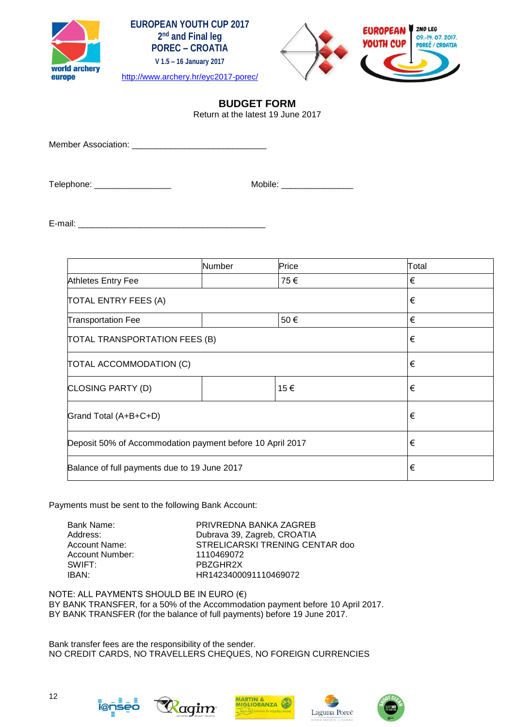EUROPEAN YOUTH CUP 2017
2nd and Final leg
POREC – CROATIA
V 1.5 – 16 January 2017
http://www.archery.hr/eyc2017-porec/

## BUDGET FORM

Return at the latest 19 June 2017

Member Association: ____________________________

Telephone: ________________ Mobile: _______________

E-mail: _______________________________________

| | Number | Price | Total |
|---|---|---|---|
| Athletes Entry Fee | | 75 € | € |
| TOTAL ENTRY FEES (A) | | | € |
| Transportation Fee | | 50 € | € |
| TOTAL TRANSPORTATION FEES (B) | | | € |
| TOTAL ACCOMMODATION (C) | | | € |
| CLOSING PARTY (D) | | 15 € | € |
| Grand Total (A+B+C+D) | | | € |
| Deposit 50% of Accommodation payment before 10 April 2017 | | | € |
| Balance of full payments due to 19 June 2017 | | | € |

Payments must be sent to the following Bank Account:

| | |
|---|---|
| Bank Name: | PRIVREDNA BANKA ZAGREB |
| Address: | Dubrava 39, Zagreb, CROATIA |
| Account Name: | STRELICARSKI TRENING CENTAR doo |
| Account Number: | 1110469072 |
| SWIFT: | PBZGHR2X |
| IBAN: | HR1423400091110469072 |

NOTE: ALL PAYMENTS SHOULD BE IN EURO (€)
BY BANK TRANSFER, for a 50% of the Accommodation payment before 10 April 2017.
BY BANK TRANSFER (for the balance of full payments) before 19 June 2017.

Bank transfer fees are the responsibility of the sender.
NO CREDIT CARDS, NO TRAVELLERS CHEQUES, NO FOREIGN CURRENCIES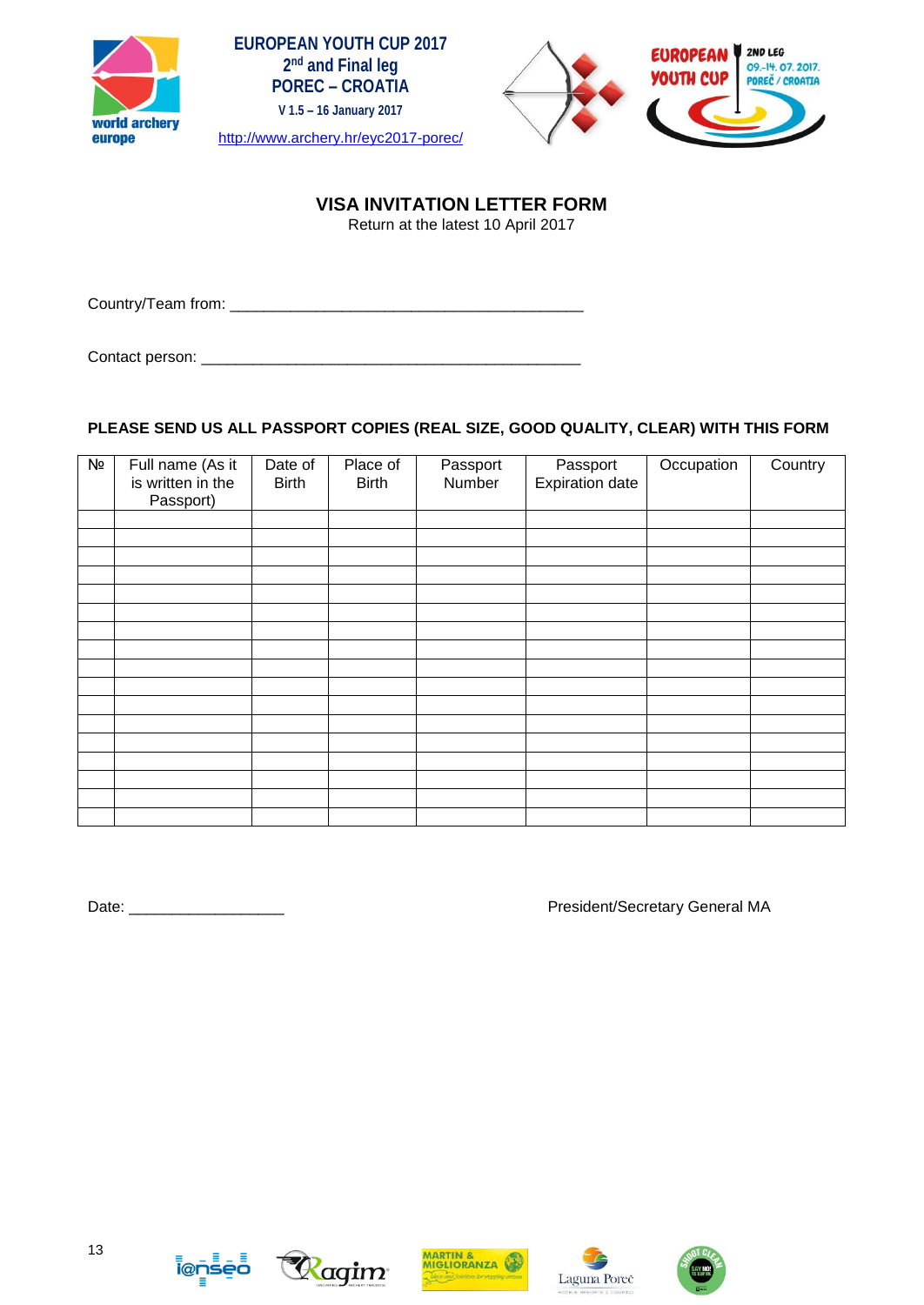EUROPEAN YOUTH CUP 2017
2nd and Final leg
POREC – CROATIA
V 1.5 – 16 January 2017
http://www.archery.hr/eyc2017-porec/

# VISA INVITATION LETTER FORM

Return at the latest 10 April 2017

Country/Team from: ________________________________________

Contact person: ____________________________________________

**PLEASE SEND US ALL PASSPORT COPIES (REAL SIZE, GOOD QUALITY, CLEAR) WITH THIS FORM**

| № | Full name (As it is written in the Passport) | Date of Birth | Place of Birth | Passport Number | Passport Expiration date | Occupation | Country |
|---|---|---|---|---|---|---|---|
| | | | | | | | |
| | | | | | | | |
| | | | | | | | |
| | | | | | | | |
| | | | | | | | |
| | | | | | | | |
| | | | | | | | |
| | | | | | | | |
| | | | | | | | |
| | | | | | | | |
| | | | | | | | |
| | | | | | | | |
| | | | | | | | |
| | | | | | | | |
| | | | | | | | |
| | | | | | | | |
| | | | | | | | |

Date: __________________

President/Secretary General MA